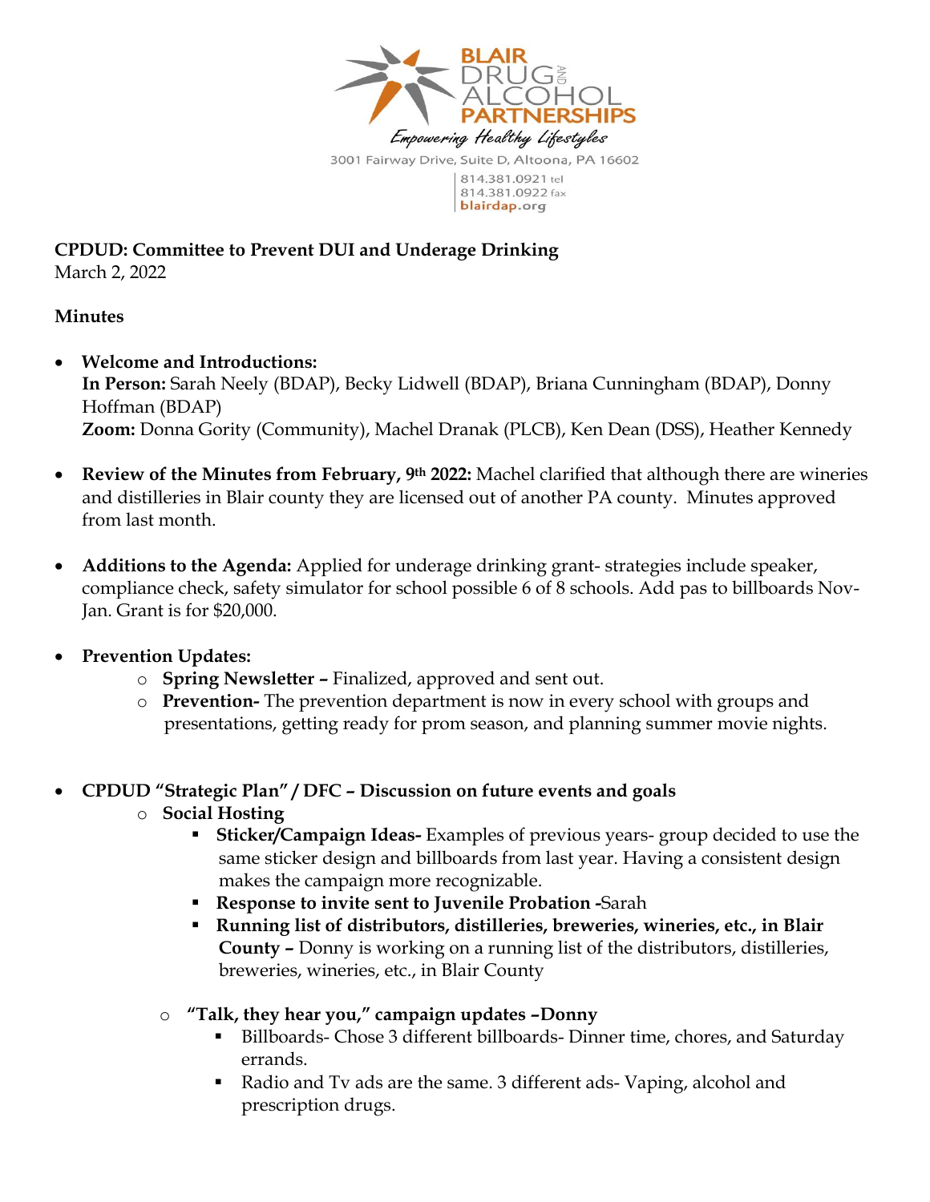BLAIR DRUG AND ALCOHOL PARTNERSHIPS

*Empowering Healthy Lifestyles*

3001 Fairway Drive, Suite D, Altoona, PA 16602

814.381.0921 tel
814.381.0922 fax
blairdap.org

**CPDUD: Committee to Prevent DUI and Underage Drinking**
March 2, 2022

**Minutes**

- **Welcome and Introductions:**
  **In Person:** Sarah Neely (BDAP), Becky Lidwell (BDAP), Briana Cunningham (BDAP), Donny Hoffman (BDAP)
  **Zoom:** Donna Gority (Community), Machel Dranak (PLCB), Ken Dean (DSS), Heather Kennedy

- **Review of the Minutes from February, 9th 2022:** Machel clarified that although there are wineries and distilleries in Blair county they are licensed out of another PA county. Minutes approved from last month.

- **Additions to the Agenda:** Applied for underage drinking grant- strategies include speaker, compliance check, safety simulator for school possible 6 of 8 schools. Add pas to billboards Nov-Jan. Grant is for $20,000.

- **Prevention Updates:**
  - **Spring Newsletter –** Finalized, approved and sent out.
  - **Prevention-** The prevention department is now in every school with groups and presentations, getting ready for prom season, and planning summer movie nights.

- **CPDUD "Strategic Plan" / DFC – Discussion on future events and goals**
  - **Social Hosting**
    - **Sticker/Campaign Ideas-** Examples of previous years- group decided to use the same sticker design and billboards from last year. Having a consistent design makes the campaign more recognizable.
    - **Response to invite sent to Juvenile Probation -**Sarah
    - **Running list of distributors, distilleries, breweries, wineries, etc., in Blair County –** Donny is working on a running list of the distributors, distilleries, breweries, wineries, etc., in Blair County
  - **"Talk, they hear you," campaign updates –Donny**
    - Billboards- Chose 3 different billboards- Dinner time, chores, and Saturday errands.
    - Radio and Tv ads are the same. 3 different ads- Vaping, alcohol and prescription drugs.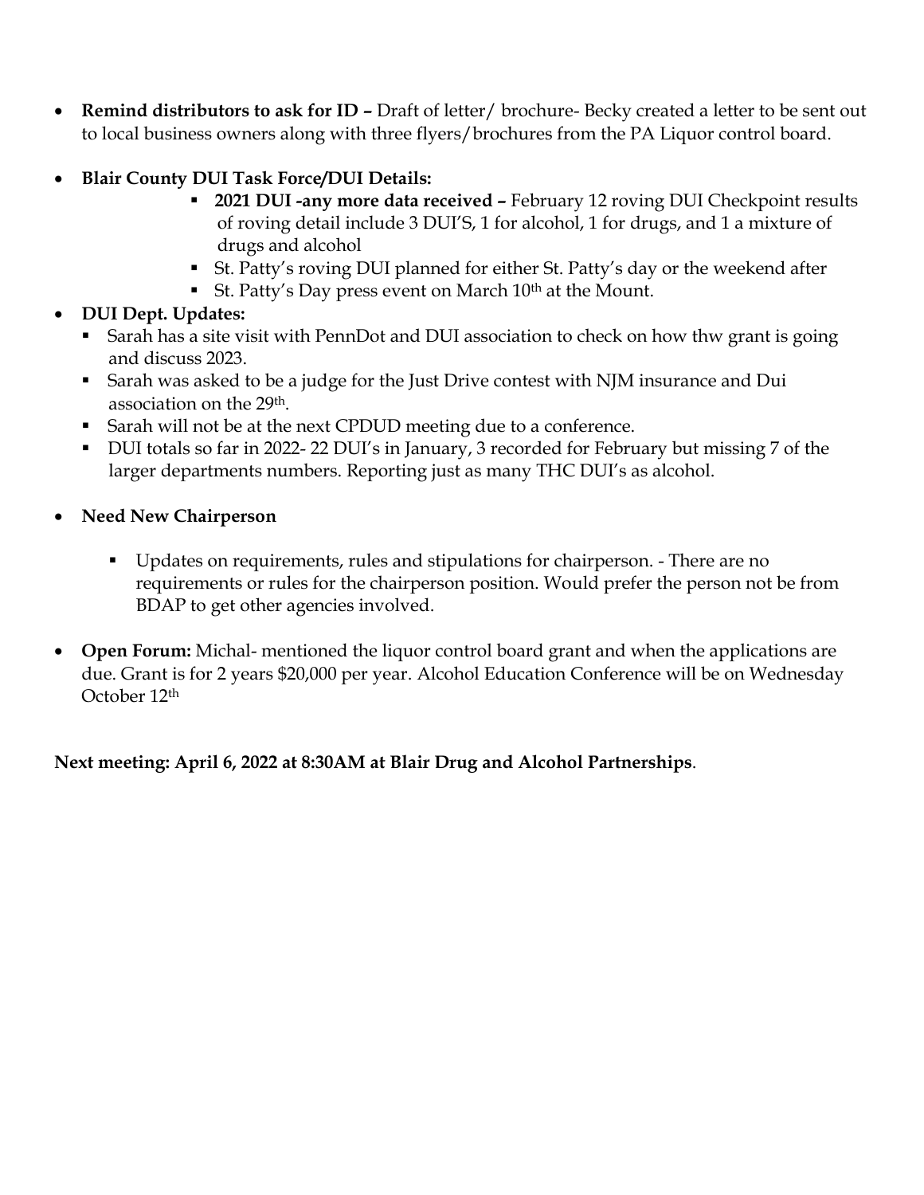- **Remind distributors to ask for ID –** Draft of letter/ brochure- Becky created a letter to be sent out to local business owners along with three flyers/brochures from the PA Liquor control board.

- **Blair County DUI Task Force/DUI Details:**
  - **2021 DUI -any more data received –** February 12 roving DUI Checkpoint results of roving detail include 3 DUI'S, 1 for alcohol, 1 for drugs, and 1 a mixture of drugs and alcohol
  - St. Patty's roving DUI planned for either St. Patty's day or the weekend after
  - St. Patty's Day press event on March 10th at the Mount.

- **DUI Dept. Updates:**
  - Sarah has a site visit with PennDot and DUI association to check on how thw grant is going and discuss 2023.
  - Sarah was asked to be a judge for the Just Drive contest with NJM insurance and Dui association on the 29th.
  - Sarah will not be at the next CPDUD meeting due to a conference.
  - DUI totals so far in 2022- 22 DUI's in January, 3 recorded for February but missing 7 of the larger departments numbers. Reporting just as many THC DUI's as alcohol.

- **Need New Chairperson**
  - Updates on requirements, rules and stipulations for chairperson. - There are no requirements or rules for the chairperson position. Would prefer the person not be from BDAP to get other agencies involved.

- **Open Forum:** Michal- mentioned the liquor control board grant and when the applications are due. Grant is for 2 years $20,000 per year. Alcohol Education Conference will be on Wednesday October 12th

**Next meeting: April 6, 2022 at 8:30AM at Blair Drug and Alcohol Partnerships**.